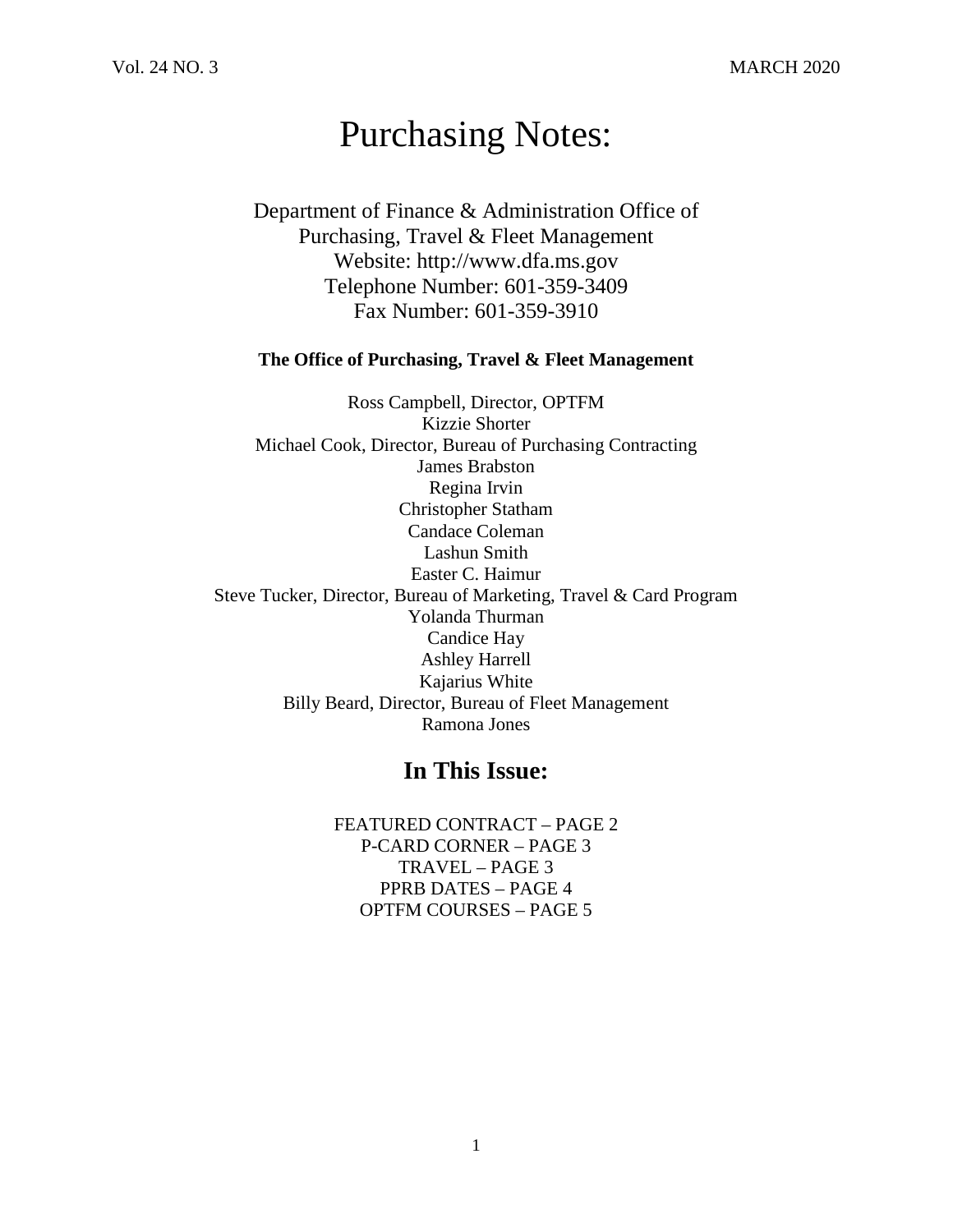Vol. 24 NO. 3 MARCH 2020

# Purchasing Notes:

Department of Finance & Administration Office of Purchasing, Travel & Fleet Management
Website: http://www.dfa.ms.gov
Telephone Number: 601-359-3409
Fax Number: 601-359-3910

**The Office of Purchasing, Travel & Fleet Management**

Ross Campbell, Director, OPTFM
Kizzie Shorter
Michael Cook, Director, Bureau of Purchasing Contracting
James Brabston
Regina Irvin
Christopher Statham
Candace Coleman
Lashun Smith
Easter C. Haimur
Steve Tucker, Director, Bureau of Marketing, Travel & Card Program
Yolanda Thurman
Candice Hay
Ashley Harrell
Kajarius White
Billy Beard, Director, Bureau of Fleet Management
Ramona Jones

## In This Issue:

FEATURED CONTRACT – PAGE 2
P-CARD CORNER – PAGE 3
TRAVEL – PAGE 3
PPRB DATES – PAGE 4
OPTFM COURSES – PAGE 5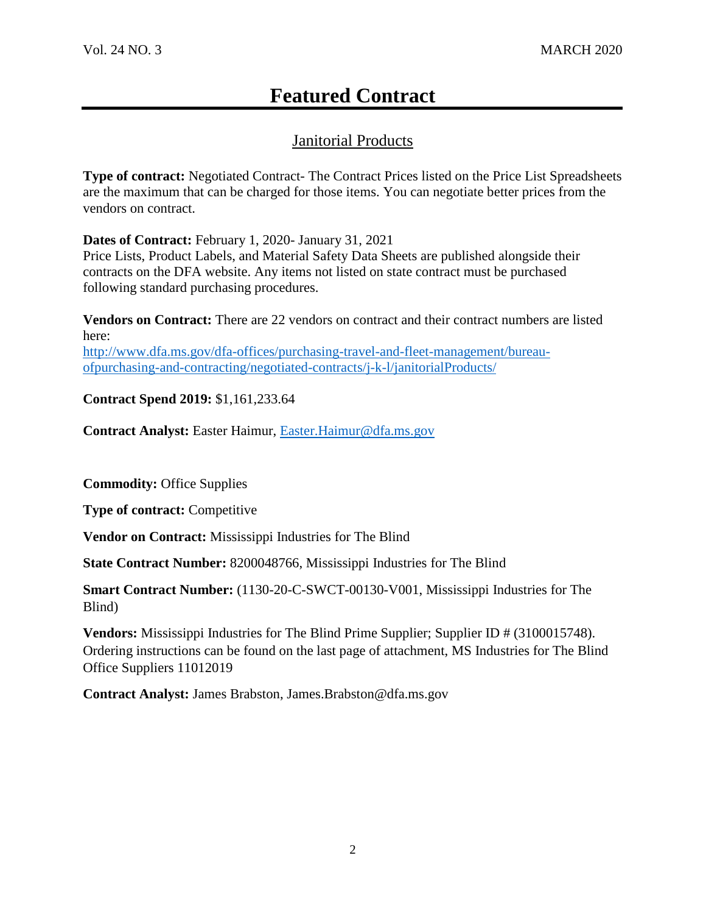# Featured Contract

## Janitorial Products

**Type of contract:** Negotiated Contract- The Contract Prices listed on the Price List Spreadsheets are the maximum that can be charged for those items. You can negotiate better prices from the vendors on contract.

**Dates of Contract:** February 1, 2020- January 31, 2021
Price Lists, Product Labels, and Material Safety Data Sheets are published alongside their contracts on the DFA website. Any items not listed on state contract must be purchased following standard purchasing procedures.

**Vendors on Contract:** There are 22 vendors on contract and their contract numbers are listed here:
[http://www.dfa.ms.gov/dfa-offices/purchasing-travel-and-fleet-management/bureau-ofpurchasing-and-contracting/negotiated-contracts/j-k-l/janitorialProducts/](http://www.dfa.ms.gov/dfa-offices/purchasing-travel-and-fleet-management/bureau-ofpurchasing-and-contracting/negotiated-contracts/j-k-l/janitorialProducts/)

**Contract Spend 2019:** $1,161,233.64

**Contract Analyst:** Easter Haimur, [Easter.Haimur@dfa.ms.gov](mailto:Easter.Haimur@dfa.ms.gov)

**Commodity:** Office Supplies

**Type of contract:** Competitive

**Vendor on Contract:** Mississippi Industries for The Blind

**State Contract Number:** 8200048766, Mississippi Industries for The Blind

**Smart Contract Number:** (1130-20-C-SWCT-00130-V001, Mississippi Industries for The Blind)

**Vendors:** Mississippi Industries for The Blind Prime Supplier; Supplier ID # (3100015748). Ordering instructions can be found on the last page of attachment, MS Industries for The Blind Office Suppliers 11012019

**Contract Analyst:** James Brabston, James.Brabston@dfa.ms.gov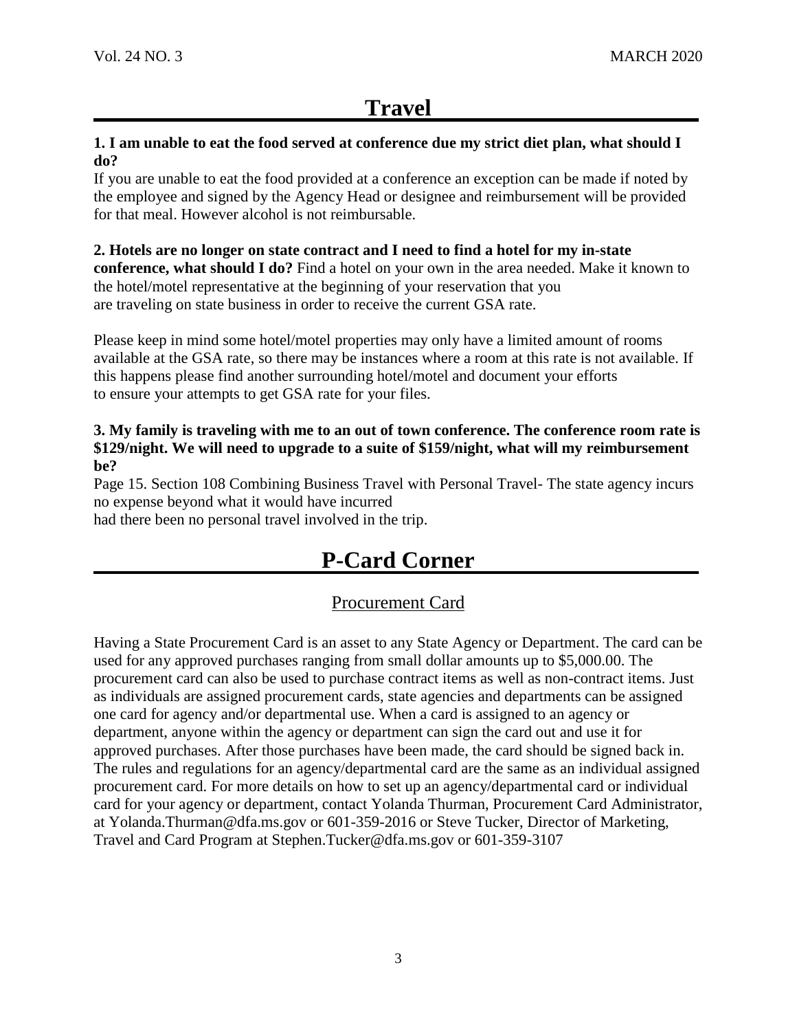# Travel

**1. I am unable to eat the food served at conference due my strict diet plan, what should I do?**

If you are unable to eat the food provided at a conference an exception can be made if noted by the employee and signed by the Agency Head or designee and reimbursement will be provided for that meal. However alcohol is not reimbursable.

**2. Hotels are no longer on state contract and I need to find a hotel for my in-state conference, what should I do?** Find a hotel on your own in the area needed. Make it known to the hotel/motel representative at the beginning of your reservation that you are traveling on state business in order to receive the current GSA rate.

Please keep in mind some hotel/motel properties may only have a limited amount of rooms available at the GSA rate, so there may be instances where a room at this rate is not available. If this happens please find another surrounding hotel/motel and document your efforts to ensure your attempts to get GSA rate for your files.

**3. My family is traveling with me to an out of town conference. The conference room rate is $129/night. We will need to upgrade to a suite of $159/night, what will my reimbursement be?**

Page 15. Section 108 Combining Business Travel with Personal Travel- The state agency incurs no expense beyond what it would have incurred had there been no personal travel involved in the trip.

# P-Card Corner

## Procurement Card

Having a State Procurement Card is an asset to any State Agency or Department. The card can be used for any approved purchases ranging from small dollar amounts up to $5,000.00. The procurement card can also be used to purchase contract items as well as non-contract items. Just as individuals are assigned procurement cards, state agencies and departments can be assigned one card for agency and/or departmental use. When a card is assigned to an agency or department, anyone within the agency or department can sign the card out and use it for approved purchases. After those purchases have been made, the card should be signed back in. The rules and regulations for an agency/departmental card are the same as an individual assigned procurement card. For more details on how to set up an agency/departmental card or individual card for your agency or department, contact Yolanda Thurman, Procurement Card Administrator, at Yolanda.Thurman@dfa.ms.gov or 601-359-2016 or Steve Tucker, Director of Marketing, Travel and Card Program at Stephen.Tucker@dfa.ms.gov or 601-359-3107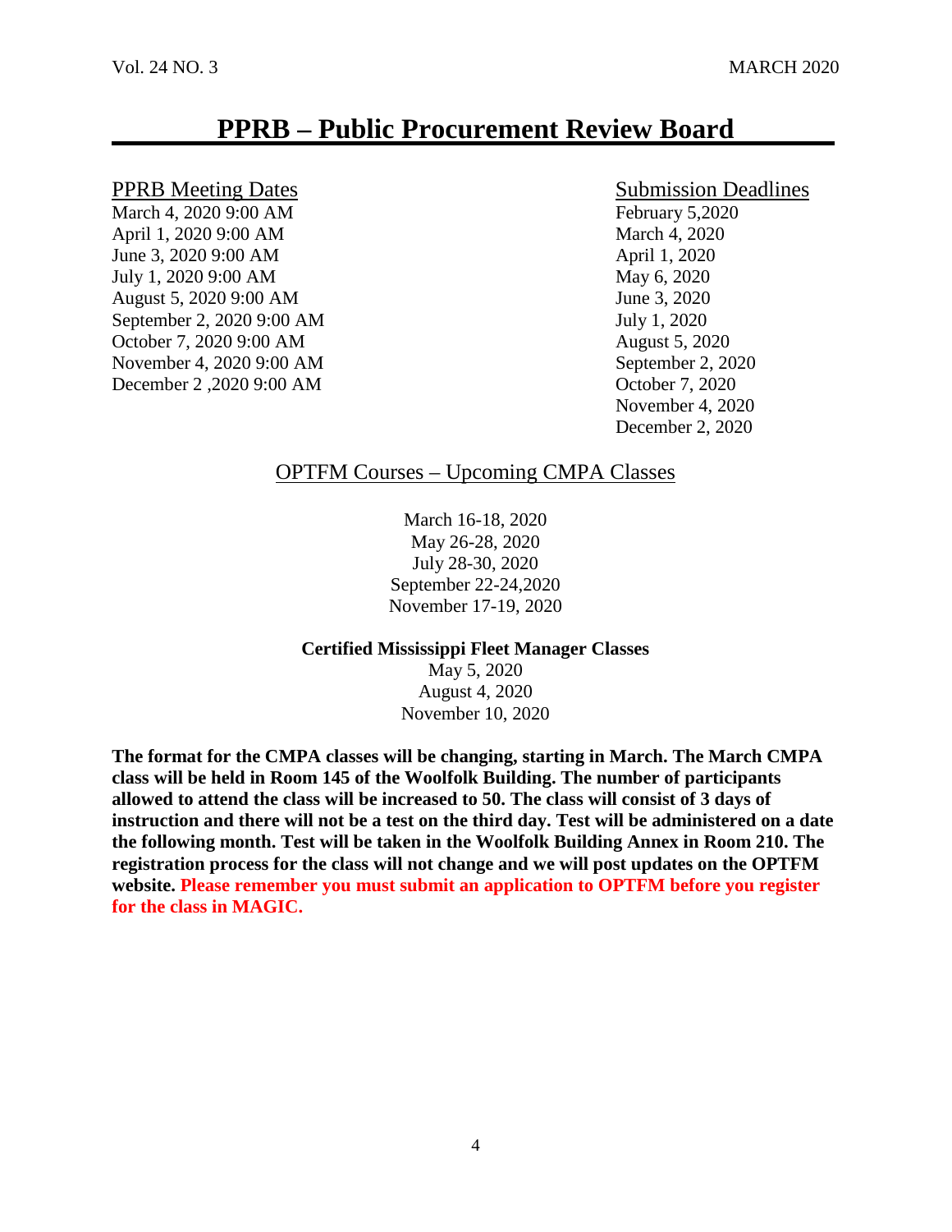# PPRB – Public Procurement Review Board

PPRB Meeting Dates

March 4, 2020 9:00 AM
April 1, 2020 9:00 AM
June 3, 2020 9:00 AM
July 1, 2020 9:00 AM
August 5, 2020 9:00 AM
September 2, 2020 9:00 AM
October 7, 2020 9:00 AM
November 4, 2020 9:00 AM
December 2 ,2020 9:00 AM

Submission Deadlines

February 5,2020
March 4, 2020
April 1, 2020
May 6, 2020
June 3, 2020
July 1, 2020
August 5, 2020
September 2, 2020
October 7, 2020
November 4, 2020
December 2, 2020

OPTFM Courses – Upcoming CMPA Classes

March 16-18, 2020
May 26-28, 2020
July 28-30, 2020
September 22-24,2020
November 17-19, 2020

**Certified Mississippi Fleet Manager Classes**

May 5, 2020
August 4, 2020
November 10, 2020

**The format for the CMPA classes will be changing, starting in March. The March CMPA class will be held in Room 145 of the Woolfolk Building. The number of participants allowed to attend the class will be increased to 50. The class will consist of 3 days of instruction and there will not be a test on the third day. Test will be administered on a date the following month. Test will be taken in the Woolfolk Building Annex in Room 210. The registration process for the class will not change and we will post updates on the OPTFM website. Please remember you must submit an application to OPTFM before you register for the class in MAGIC.**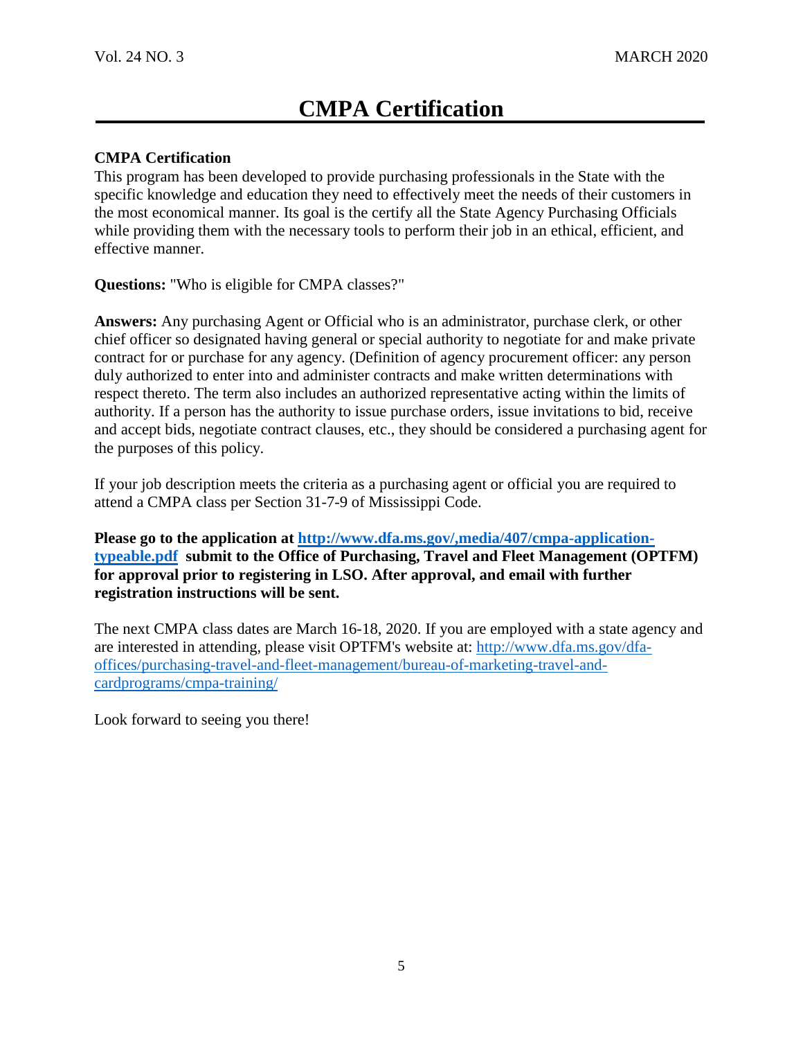# CMPA Certification

**CMPA Certification**

This program has been developed to provide purchasing professionals in the State with the specific knowledge and education they need to effectively meet the needs of their customers in the most economical manner. Its goal is the certify all the State Agency Purchasing Officials while providing them with the necessary tools to perform their job in an ethical, efficient, and effective manner.

**Questions:** "Who is eligible for CMPA classes?"

**Answers:** Any purchasing Agent or Official who is an administrator, purchase clerk, or other chief officer so designated having general or special authority to negotiate for and make private contract for or purchase for any agency. (Definition of agency procurement officer: any person duly authorized to enter into and administer contracts and make written determinations with respect thereto. The term also includes an authorized representative acting within the limits of authority. If a person has the authority to issue purchase orders, issue invitations to bid, receive and accept bids, negotiate contract clauses, etc., they should be considered a purchasing agent for the purposes of this policy.

If your job description meets the criteria as a purchasing agent or official you are required to attend a CMPA class per Section 31-7-9 of Mississippi Code.

**Please go to the application at [http://www.dfa.ms.gov/,media/407/cmpa-application-typeable.pdf](http://www.dfa.ms.gov/,media/407/cmpa-application-typeable.pdf) submit to the Office of Purchasing, Travel and Fleet Management (OPTFM) for approval prior to registering in LSO. After approval, and email with further registration instructions will be sent.**

The next CMPA class dates are March 16-18, 2020. If you are employed with a state agency and are interested in attending, please visit OPTFM's website at: [http://www.dfa.ms.gov/dfa-offices/purchasing-travel-and-fleet-management/bureau-of-marketing-travel-and-cardprograms/cmpa-training/](http://www.dfa.ms.gov/dfa-offices/purchasing-travel-and-fleet-management/bureau-of-marketing-travel-and-cardprograms/cmpa-training/)

Look forward to seeing you there!